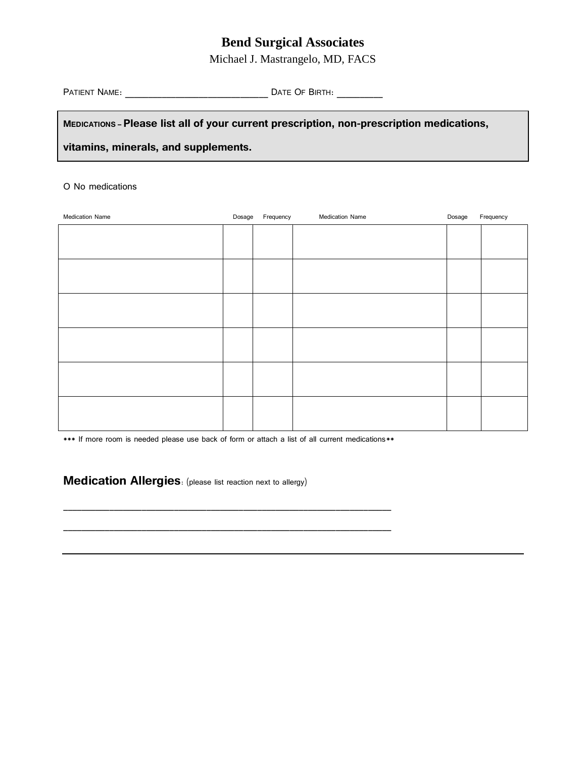# Bend Surgical Associates

Michael J. Mastrangelo, MD, FACS

PATIENT NAME: ___________________________ DATE OF BIRTH: _________

**MEDICATIONS – Please list all of your current prescription, non-prescription medications, vitamins, minerals, and supplements.**

O No medications

| Medication Name | Dosage | Frequency | Medication Name | Dosage | Frequency |
|---|---|---|---|---|---|
| | | | | | |
| | | | | | |
| | | | | | |
| | | | | | |
| | | | | | |
| | | | | | |

*** If more room is needed please use back of form or attach a list of all current medications**

**Medication Allergies**: (please list reaction next to allergy)

_______________________________________________________________

_______________________________________________________________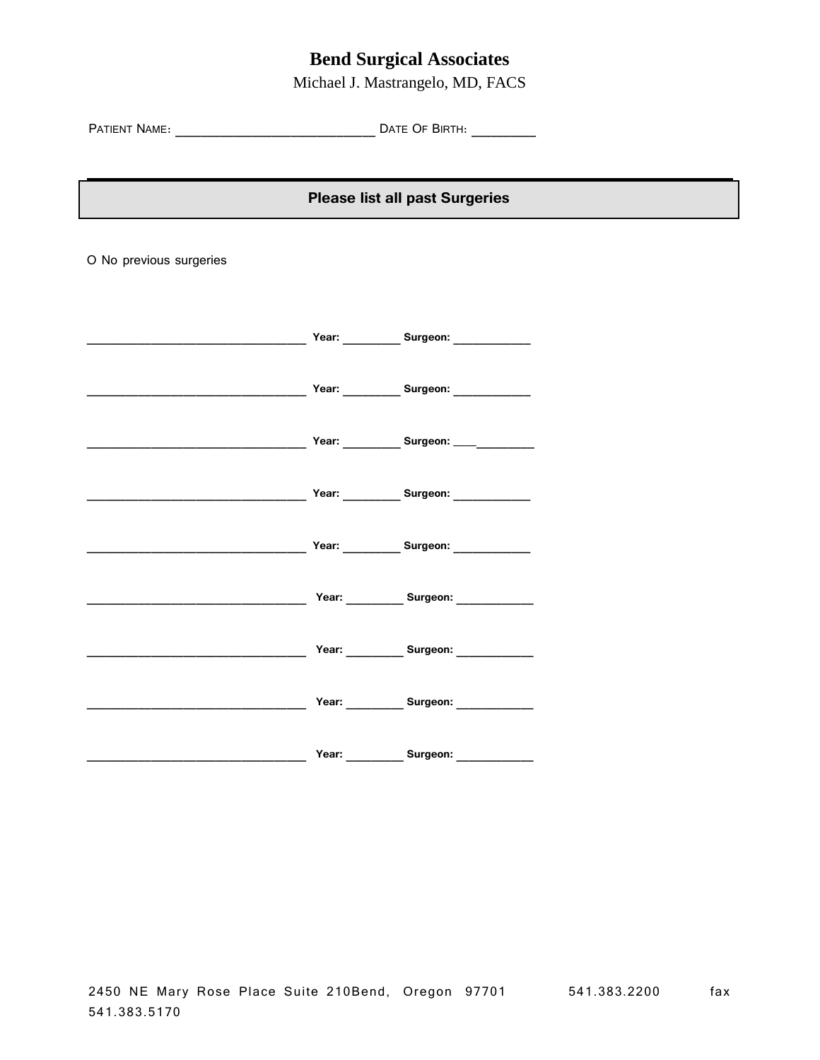# Bend Surgical Associates

Michael J. Mastrangelo, MD, FACS

PATIENT NAME: ___________________________ DATE OF BIRTH: _________

## Please list all past Surgeries

O No previous surgeries

_________________________________ Year: _________ Surgeon: ____________

_________________________________ Year: _________ Surgeon: ____________

_________________________________ Year: _________ Surgeon: ____________

_________________________________ Year: _________ Surgeon: ____________

_________________________________ Year: _________ Surgeon: ____________

_________________________________ Year: _________ Surgeon: ____________

_________________________________ Year: _________ Surgeon: ____________

_________________________________ Year: _________ Surgeon: ____________

_________________________________ Year: _________ Surgeon: ____________

2450 NE Mary Rose Place Suite 210Bend, Oregon 97701 541.383.2200 fax 541.383.5170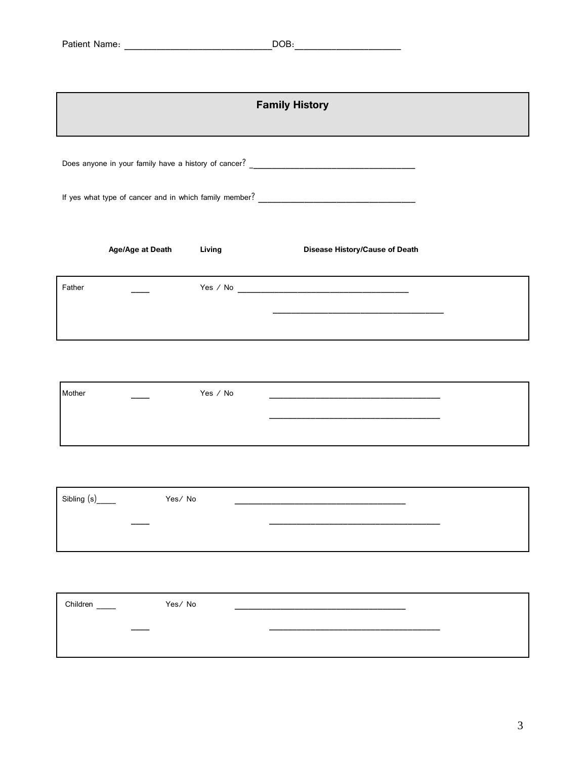Patient Name: ______________________________DOB: ______________________

## Family History

Does anyone in your family have a history of cancer? ______________________________________

If yes what type of cancer and in which family member? ____________________________________

| | Age/Age at Death | Living | Disease History/Cause of Death |
|---|---|---|---|
| Father | ____ | Yes / No | ________________________________________<br>________________________________________ |
| Mother | ____ | Yes / No | ________________________________________<br>________________________________________ |
| Sibling (s)____ | ____ | Yes/ No | ________________________________________<br>________________________________________ |
| Children ____ | ____ | Yes/ No | ________________________________________<br>________________________________________ |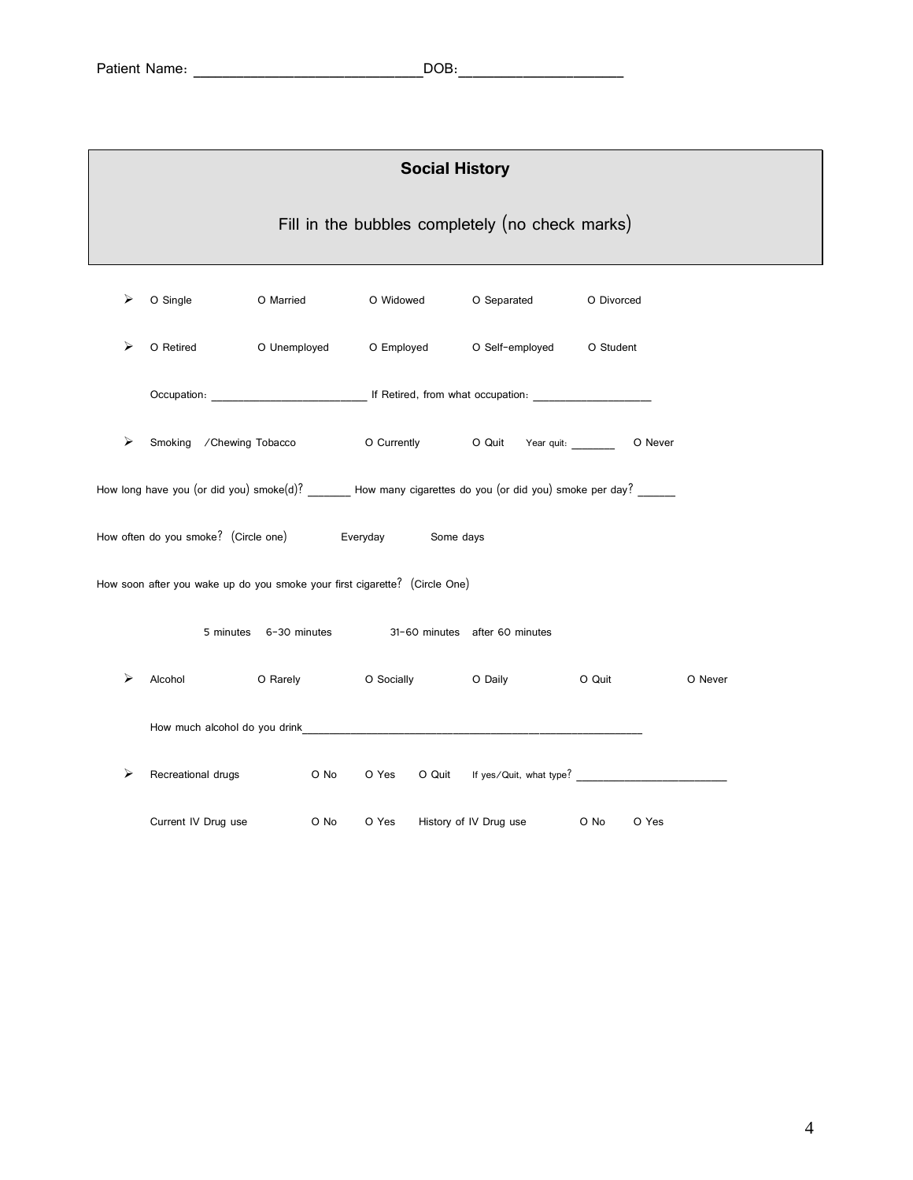Patient Name: ____________________________DOB:____________________

## Social History

Fill in the bubbles completely (no check marks)

- O Single O Married O Widowed O Separated O Divorced
- O Retired O Unemployed O Employed O Self-employed O Student

  Occupation: ________________________ If Retired, from what occupation: __________________

- Smoking /Chewing Tobacco O Currently O Quit Year quit: _______ O Never

How long have you (or did you) smoke(d)? _______ How many cigarettes do you (or did you) smoke per day? ______

How often do you smoke? (Circle one) Everyday Some days

How soon after you wake up do you smoke your first cigarette? (Circle One)

5 minutes 6-30 minutes 31-60 minutes after 60 minutes

- Alcohol O Rarely O Socially O Daily O Quit O Never

  How much alcohol do you drink_____________________________________________________

- Recreational drugs O No O Yes O Quit If yes/Quit, what type? _______________________

  Current IV Drug use O No O Yes History of IV Drug use O No O Yes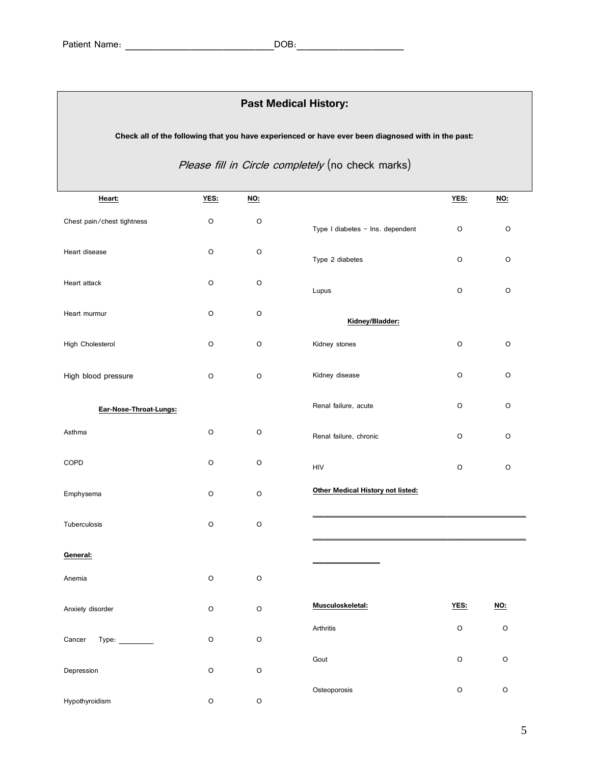Patient Name: ____________________________DOB:____________________

## Past Medical History:

**Check all of the following that you have experienced or have ever been diagnosed with in the past:**

*Please fill in Circle completely* (no check marks)

| **Heart:** | **YES:** | **NO:** |
|---|---|---|
| Chest pain/chest tightness | O | O |
| Heart disease | O | O |
| Heart attack | O | O |
| Heart murmur | O | O |
| High Cholesterol | O | O |
| High blood pressure | O | O |
| **Ear-Nose-Throat-Lungs:** | | |
| Asthma | O | O |
| COPD | O | O |
| Emphysema | O | O |
| Tuberculosis | O | O |
| **General:** | | |
| Anemia | O | O |
| Anxiety disorder | O | O |
| Cancer Type: _________ | O | O |
| Depression | O | O |
| Hypothyroidism | O | O |

| | **YES:** | **NO:** |
|---|---|---|
| Type I diabetes - Ins. dependent | O | O |
| Type 2 diabetes | O | O |
| Lupus | O | O |
| **Kidney/Bladder:** | | |
| Kidney stones | O | O |
| Kidney disease | O | O |
| Renal failure, acute | O | O |
| Renal failure, chronic | O | O |
| HIV | O | O |

**Other Medical History not listed:**

___________________________________________________

___________________________________________________

_______________

| **Musculoskeletal:** | **YES:** | **NO:** |
|---|---|---|
| Arthritis | O | O |
| Gout | O | O |
| Osteoporosis | O | O |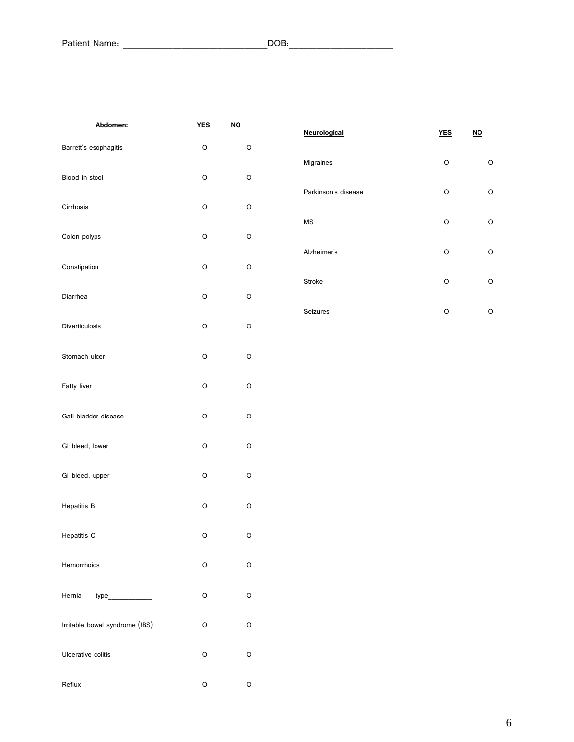Patient Name: ____________________________DOB:____________________

| **Abdomen:** | **YES** | **NO** |
| --- | --- | --- |
| Barrett's esophagitis | O | O |
| Blood in stool | O | O |
| Cirrhosis | O | O |
| Colon polyps | O | O |
| Constipation | O | O |
| Diarrhea | O | O |
| Diverticulosis | O | O |
| Stomach ulcer | O | O |
| Fatty liver | O | O |
| Gall bladder disease | O | O |
| GI bleed, lower | O | O |
| GI bleed, upper | O | O |
| Hepatitis B | O | O |
| Hepatitis C | O | O |
| Hemorrhoids | O | O |
| Hernia type___________ | O | O |
| Irritable bowel syndrome (IBS) | O | O |
| Ulcerative colitis | O | O |
| Reflux | O | O |

| **Neurological** | **YES** | **NO** |
| --- | --- | --- |
| Migraines | O | O |
| Parkinson's disease | O | O |
| MS | O | O |
| Alzheimer's | O | O |
| Stroke | O | O |
| Seizures | O | O |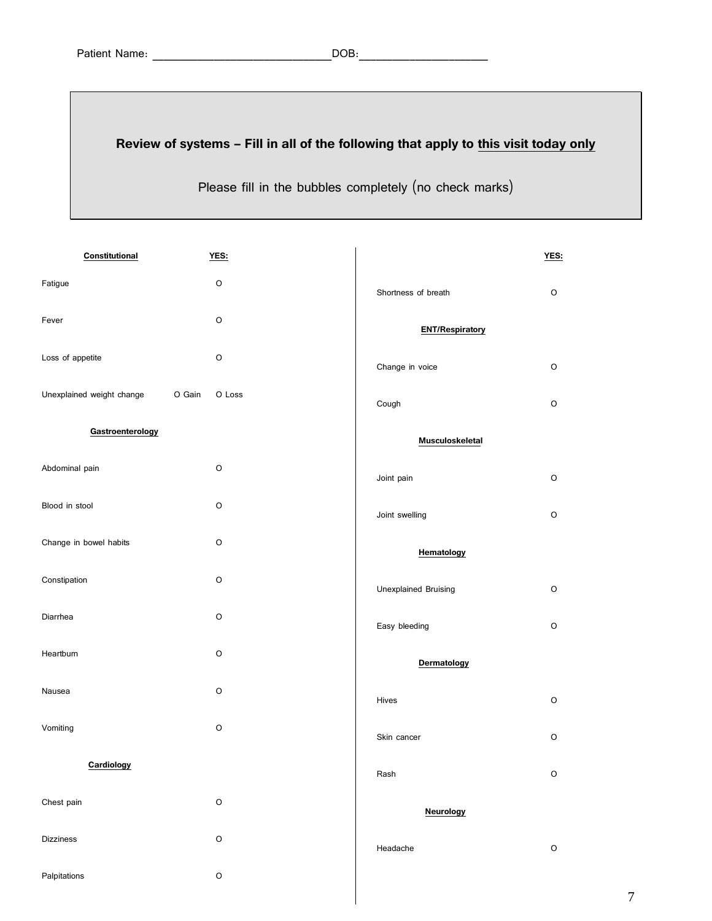Patient Name: ____________________________DOB:____________________

**Review of systems – Fill in all of the following that apply to this visit today only**

Please fill in the bubbles completely (no check marks)

| **Constitutional** | | **YES:** |
|---|---|---|
| Fatigue | | O |
| Fever | | O |
| Loss of appetite | | O |
| Unexplained weight change | O Gain | O Loss |

| **Gastroenterology** | |
|---|---|
| Abdominal pain | O |
| Blood in stool | O |
| Change in bowel habits | O |
| Constipation | O |
| Diarrhea | O |
| Heartburn | O |
| Nausea | O |
| Vomiting | O |

| **Cardiology** | |
|---|---|
| Chest pain | O |
| Dizziness | O |
| Palpitations | O |

| | **YES:** |
|---|---|
| Shortness of breath | O |

| **ENT/Respiratory** | |
|---|---|
| Change in voice | O |
| Cough | O |

| **Musculoskeletal** | |
|---|---|
| Joint pain | O |
| Joint swelling | O |

| **Hematology** | |
|---|---|
| Unexplained Bruising | O |
| Easy bleeding | O |

| **Dermatology** | |
|---|---|
| Hives | O |
| Skin cancer | O |
| Rash | O |

| **Neurology** | |
|---|---|
| Headache | O |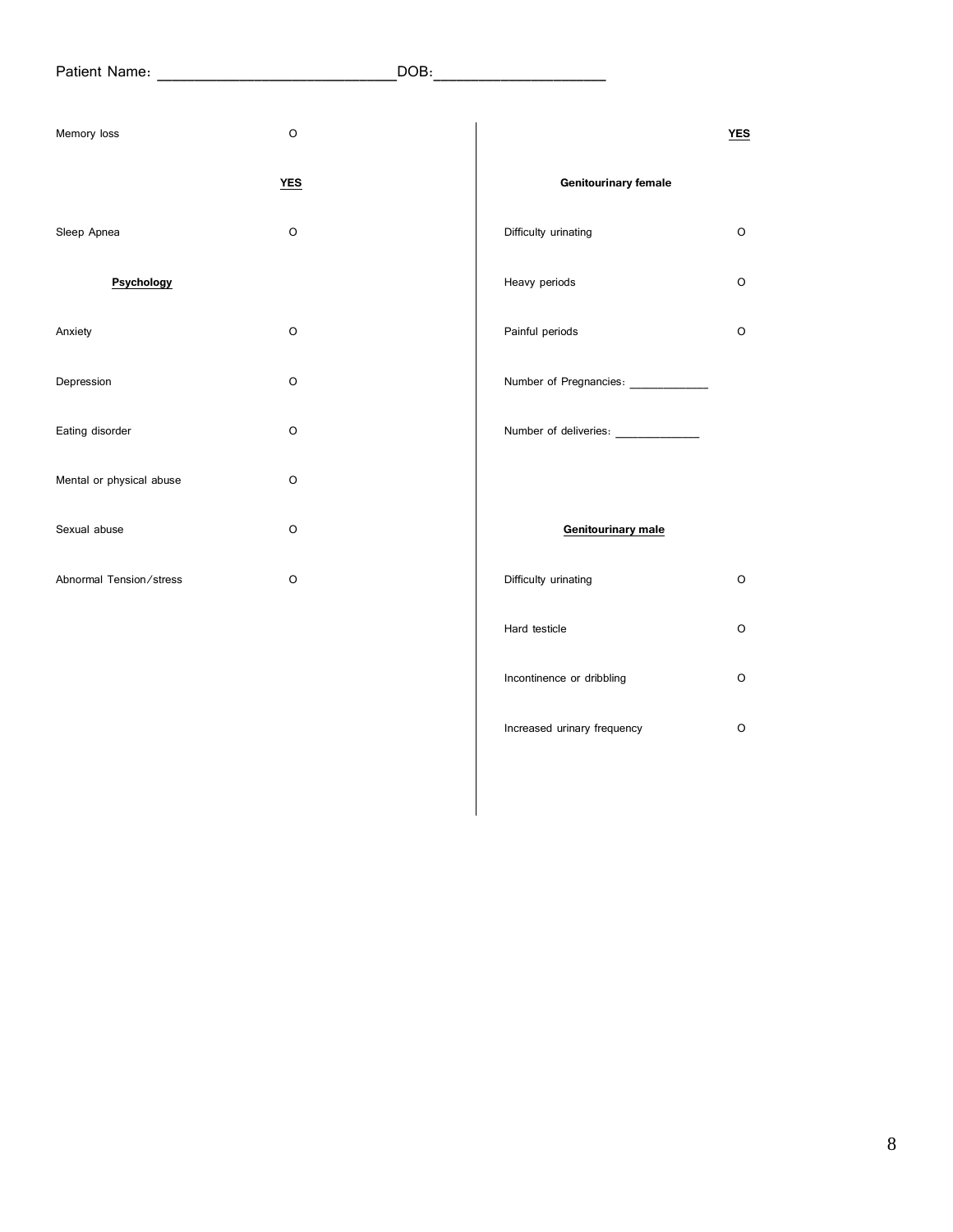Patient Name: ____________________________DOB: ____________________

| | |
|---|---|
| Memory loss | O |
| | **YES** |
| Sleep Apnea | O |

**Psychology**

| | |
|---|---|
| Anxiety | O |
| Depression | O |
| Eating disorder | O |
| Mental or physical abuse | O |
| Sexual abuse | O |
| Abnormal Tension/stress | O |

| | **YES** |
|---|---|
| **Genitourinary female** | |
| Difficulty urinating | O |
| Heavy periods | O |
| Painful periods | O |

Number of Pregnancies: ____________

Number of deliveries: _____________

**Genitourinary male**

| | |
|---|---|
| Difficulty urinating | O |
| Hard testicle | O |
| Incontinence or dribbling | O |
| Increased urinary frequency | O |